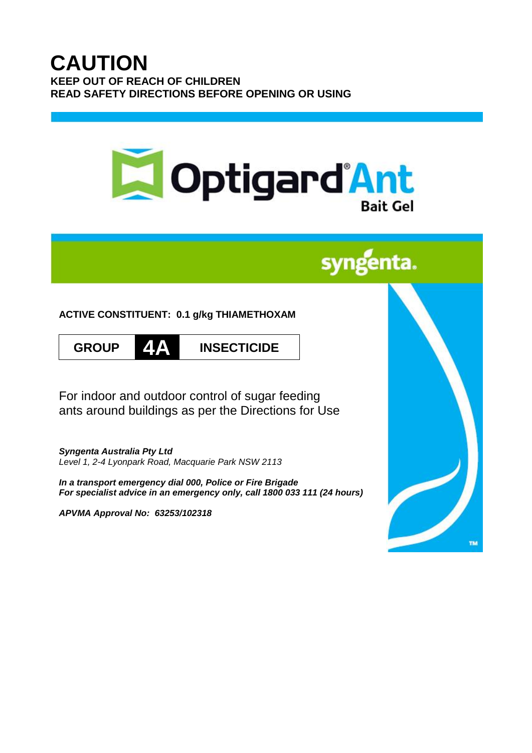# CAUTION

**KEEP OUT OF REACH OF CHILDREN**
**READ SAFETY DIRECTIONS BEFORE OPENING OR USING**

# Optigard® Ant
## Bait Gel

syngenta.

**ACTIVE CONSTITUENT: 0.1 g/kg THIAMETHOXAM**

| GROUP | 4A | INSECTICIDE |
|---|---|---|

For indoor and outdoor control of sugar feeding ants around buildings as per the Directions for Use

***Syngenta Australia Pty Ltd***
*Level 1, 2-4 Lyonpark Road, Macquarie Park NSW 2113*

***In a transport emergency dial 000, Police or Fire Brigade***
***For specialist advice in an emergency only, call 1800 033 111 (24 hours)***

***APVMA Approval No: 63253/102318***

TM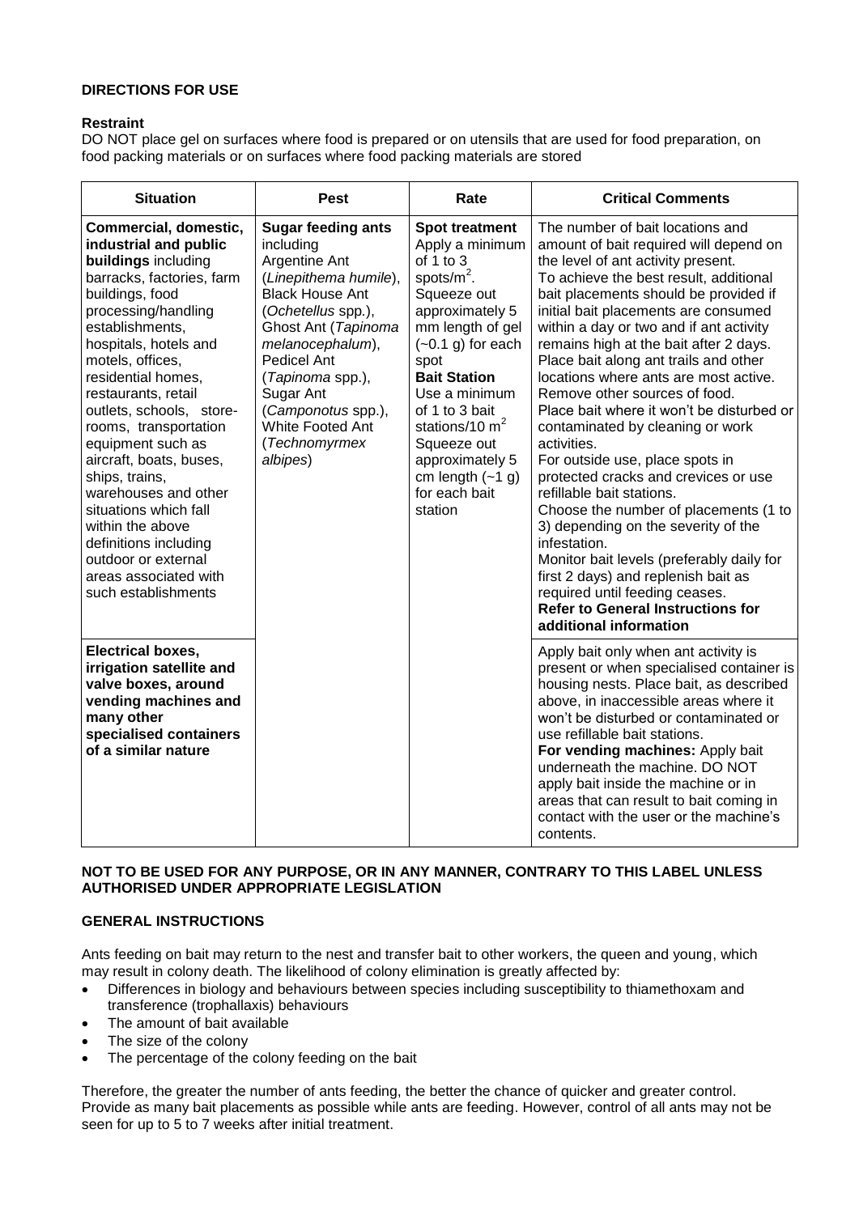**DIRECTIONS FOR USE**

**Restraint**

DO NOT place gel on surfaces where food is prepared or on utensils that are used for food preparation, on food packing materials or on surfaces where food packing materials are stored

| Situation | Pest | Rate | Critical Comments |
|---|---|---|---|
| **Commercial, domestic, industrial and public buildings** including barracks, factories, farm buildings, food processing/handling establishments, hospitals, hotels and motels, offices, residential homes, restaurants, retail outlets, schools, store-rooms, transportation equipment such as aircraft, boats, buses, ships, trains, warehouses and other situations which fall within the above definitions including outdoor or external areas associated with such establishments | **Sugar feeding ants** including Argentine Ant (*Linepithema humile*), Black House Ant (*Ochetellus* spp.), Ghost Ant (*Tapinoma melanocephalum*), Pedicel Ant (*Tapinoma* spp.), Sugar Ant (*Camponotus* spp.), White Footed Ant (*Technomyrmex albipes*) | **Spot treatment** Apply a minimum of 1 to 3 spots/$m^2$. Squeeze out approximately 5 mm length of gel (~0.1 g) for each spot **Bait Station** Use a minimum of 1 to 3 bait stations/10 $m^2$ Squeeze out approximately 5 cm length (~1 g) for each bait station | The number of bait locations and amount of bait required will depend on the level of ant activity present. To achieve the best result, additional bait placements should be provided if initial bait placements are consumed within a day or two and if ant activity remains high at the bait after 2 days. Place bait along ant trails and other locations where ants are most active. Remove other sources of food. Place bait where it won't be disturbed or contaminated by cleaning or work activities. For outside use, place spots in protected cracks and crevices or use refillable bait stations. Choose the number of placements (1 to 3) depending on the severity of the infestation. Monitor bait levels (preferably daily for first 2 days) and replenish bait as required until feeding ceases. **Refer to General Instructions for additional information** |
| **Electrical boxes, irrigation satellite and valve boxes, around vending machines and many other specialised containers of a similar nature** | | | Apply bait only when ant activity is present or when specialised container is housing nests. Place bait, as described above, in inaccessible areas where it won't be disturbed or contaminated or use refillable bait stations. **For vending machines:** Apply bait underneath the machine. DO NOT apply bait inside the machine or in areas that can result to bait coming in contact with the user or the machine's contents. |

**NOT TO BE USED FOR ANY PURPOSE, OR IN ANY MANNER, CONTRARY TO THIS LABEL UNLESS AUTHORISED UNDER APPROPRIATE LEGISLATION**

**GENERAL INSTRUCTIONS**

Ants feeding on bait may return to the nest and transfer bait to other workers, the queen and young, which may result in colony death. The likelihood of colony elimination is greatly affected by:

- Differences in biology and behaviours between species including susceptibility to thiamethoxam and transference (trophallaxis) behaviours
- The amount of bait available
- The size of the colony
- The percentage of the colony feeding on the bait

Therefore, the greater the number of ants feeding, the better the chance of quicker and greater control. Provide as many bait placements as possible while ants are feeding. However, control of all ants may not be seen for up to 5 to 7 weeks after initial treatment.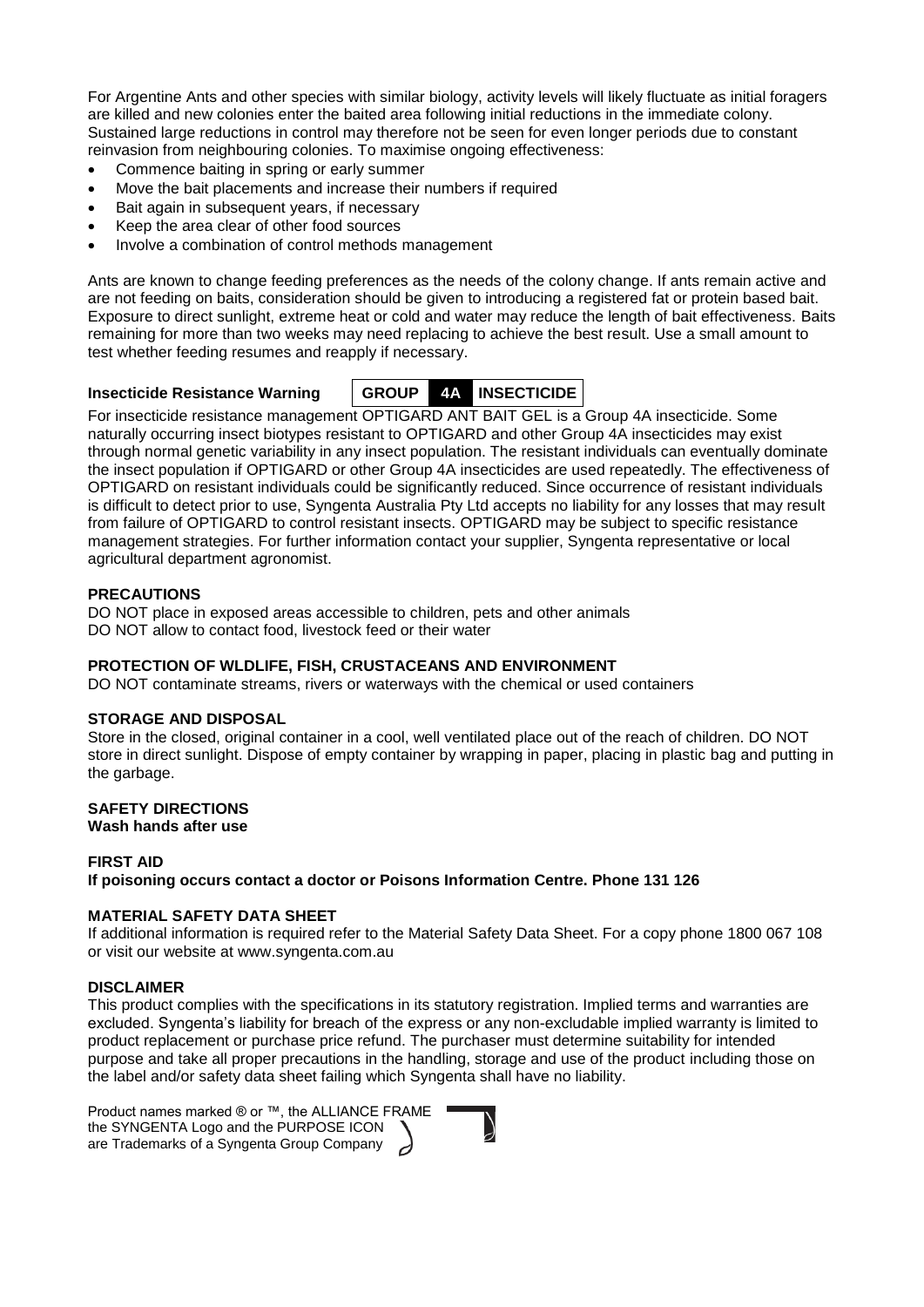For Argentine Ants and other species with similar biology, activity levels will likely fluctuate as initial foragers are killed and new colonies enter the baited area following initial reductions in the immediate colony. Sustained large reductions in control may therefore not be seen for even longer periods due to constant reinvasion from neighbouring colonies. To maximise ongoing effectiveness:

- Commence baiting in spring or early summer
- Move the bait placements and increase their numbers if required
- Bait again in subsequent years, if necessary
- Keep the area clear of other food sources
- Involve a combination of control methods management

Ants are known to change feeding preferences as the needs of the colony change. If ants remain active and are not feeding on baits, consideration should be given to introducing a registered fat or protein based bait. Exposure to direct sunlight, extreme heat or cold and water may reduce the length of bait effectiveness. Baits remaining for more than two weeks may need replacing to achieve the best result. Use a small amount to test whether feeding resumes and reapply if necessary.

**Insecticide Resistance Warning** **GROUP 4A INSECTICIDE**

For insecticide resistance management OPTIGARD ANT BAIT GEL is a Group 4A insecticide. Some naturally occurring insect biotypes resistant to OPTIGARD and other Group 4A insecticides may exist through normal genetic variability in any insect population. The resistant individuals can eventually dominate the insect population if OPTIGARD or other Group 4A insecticides are used repeatedly. The effectiveness of OPTIGARD on resistant individuals could be significantly reduced. Since occurrence of resistant individuals is difficult to detect prior to use, Syngenta Australia Pty Ltd accepts no liability for any losses that may result from failure of OPTIGARD to control resistant insects. OPTIGARD may be subject to specific resistance management strategies. For further information contact your supplier, Syngenta representative or local agricultural department agronomist.

**PRECAUTIONS**

DO NOT place in exposed areas accessible to children, pets and other animals
DO NOT allow to contact food, livestock feed or their water

**PROTECTION OF WLDLIFE, FISH, CRUSTACEANS AND ENVIRONMENT**

DO NOT contaminate streams, rivers or waterways with the chemical or used containers

**STORAGE AND DISPOSAL**

Store in the closed, original container in a cool, well ventilated place out of the reach of children. DO NOT store in direct sunlight. Dispose of empty container by wrapping in paper, placing in plastic bag and putting in the garbage.

**SAFETY DIRECTIONS**
**Wash hands after use**

**FIRST AID**
**If poisoning occurs contact a doctor or Poisons Information Centre. Phone 131 126**

**MATERIAL SAFETY DATA SHEET**

If additional information is required refer to the Material Safety Data Sheet. For a copy phone 1800 067 108 or visit our website at www.syngenta.com.au

**DISCLAIMER**

This product complies with the specifications in its statutory registration. Implied terms and warranties are excluded. Syngenta's liability for breach of the express or any non-excludable implied warranty is limited to product replacement or purchase price refund. The purchaser must determine suitability for intended purpose and take all proper precautions in the handling, storage and use of the product including those on the label and/or safety data sheet failing which Syngenta shall have no liability.

Product names marked ® or ™, the ALLIANCE FRAME the SYNGENTA Logo and the PURPOSE ICON are Trademarks of a Syngenta Group Company